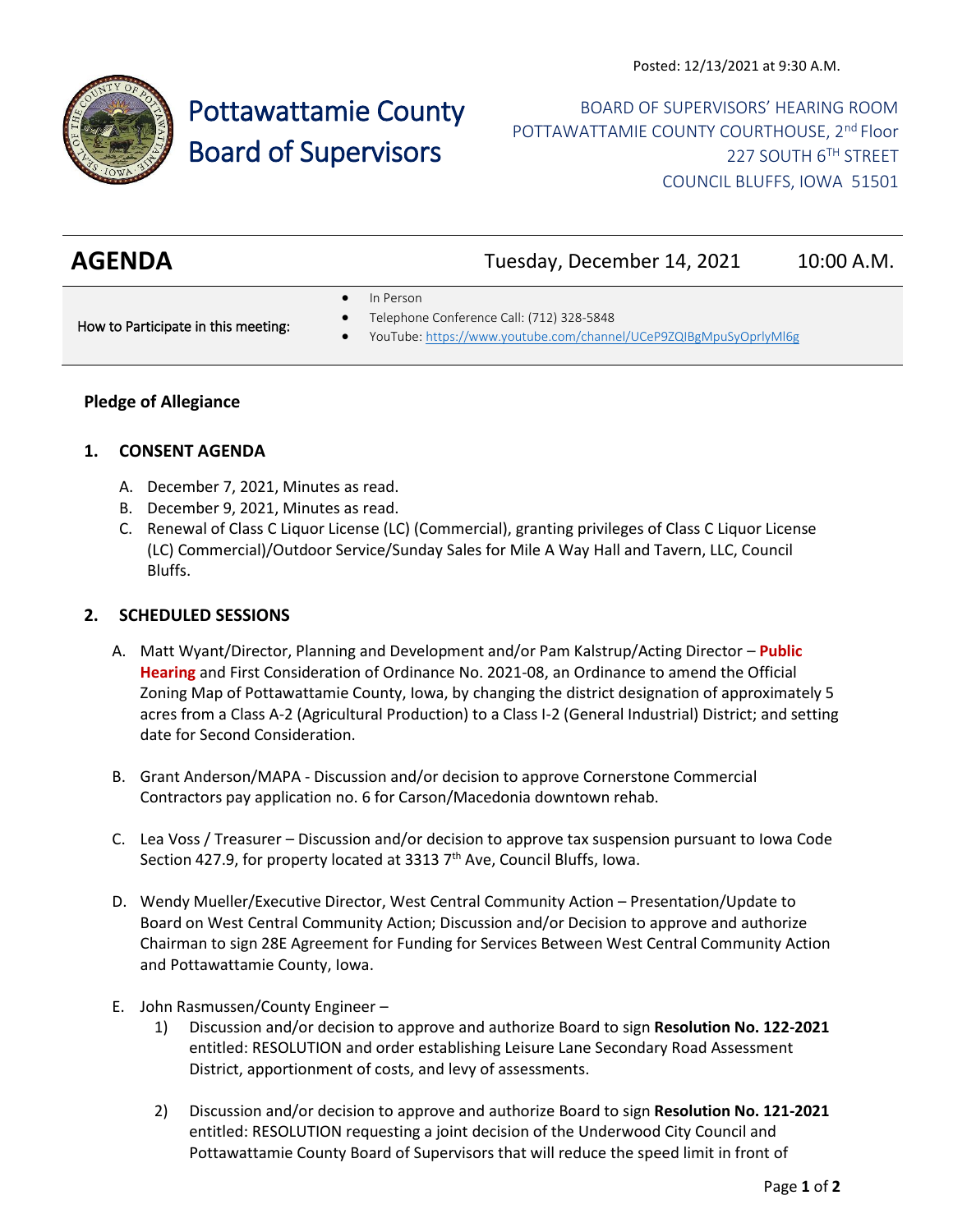Posted: 12/13/2021 at 9:30 A.M.

# Pottawattamie County Board of Supervisors

BOARD OF SUPERVISORS' HEARING ROOM
POTTAWATTAMIE COUNTY COURTHOUSE, 2nd Floor
227 SOUTH 6TH STREET
COUNCIL BLUFFS, IOWA 51501

## AGENDA

Tuesday, December 14, 2021 10:00 A.M.

How to Participate in this meeting:

- In Person
- Telephone Conference Call: (712) 328-5848
- YouTube: https://www.youtube.com/channel/UCeP9ZQIBgMpuSyOprlyMl6g

**Pledge of Allegiance**

### 1. CONSENT AGENDA

A. December 7, 2021, Minutes as read.
B. December 9, 2021, Minutes as read.
C. Renewal of Class C Liquor License (LC) (Commercial), granting privileges of Class C Liquor License (LC) Commercial)/Outdoor Service/Sunday Sales for Mile A Way Hall and Tavern, LLC, Council Bluffs.

### 2. SCHEDULED SESSIONS

A. Matt Wyant/Director, Planning and Development and/or Pam Kalstrup/Acting Director – **Public Hearing** and First Consideration of Ordinance No. 2021-08, an Ordinance to amend the Official Zoning Map of Pottawattamie County, Iowa, by changing the district designation of approximately 5 acres from a Class A-2 (Agricultural Production) to a Class I-2 (General Industrial) District; and setting date for Second Consideration.

B. Grant Anderson/MAPA - Discussion and/or decision to approve Cornerstone Commercial Contractors pay application no. 6 for Carson/Macedonia downtown rehab.

C. Lea Voss / Treasurer – Discussion and/or decision to approve tax suspension pursuant to Iowa Code Section 427.9, for property located at 3313 7th Ave, Council Bluffs, Iowa.

D. Wendy Mueller/Executive Director, West Central Community Action – Presentation/Update to Board on West Central Community Action; Discussion and/or Decision to approve and authorize Chairman to sign 28E Agreement for Funding for Services Between West Central Community Action and Pottawattamie County, Iowa.

E. John Rasmussen/County Engineer –

1) Discussion and/or decision to approve and authorize Board to sign **Resolution No. 122-2021** entitled: RESOLUTION and order establishing Leisure Lane Secondary Road Assessment District, apportionment of costs, and levy of assessments.

2) Discussion and/or decision to approve and authorize Board to sign **Resolution No. 121-2021** entitled: RESOLUTION requesting a joint decision of the Underwood City Council and Pottawattamie County Board of Supervisors that will reduce the speed limit in front of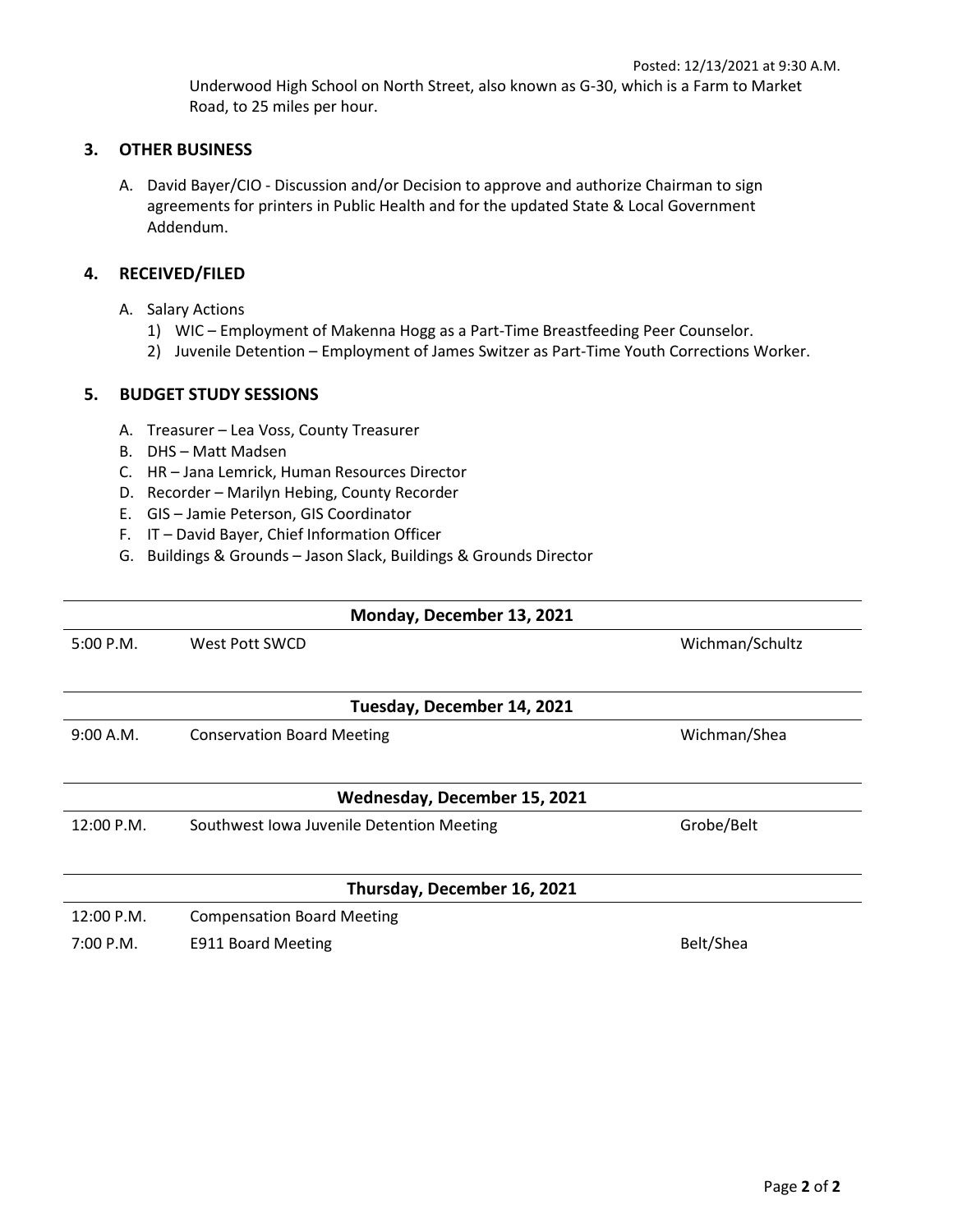Posted: 12/13/2021 at 9:30 A.M.

Underwood High School on North Street, also known as G-30, which is a Farm to Market Road, to 25 miles per hour.

### 3. OTHER BUSINESS

A. David Bayer/CIO - Discussion and/or Decision to approve and authorize Chairman to sign agreements for printers in Public Health and for the updated State & Local Government Addendum.

### 4. RECEIVED/FILED

A. Salary Actions
   1) WIC – Employment of Makenna Hogg as a Part-Time Breastfeeding Peer Counselor.
   2) Juvenile Detention – Employment of James Switzer as Part-Time Youth Corrections Worker.

### 5. BUDGET STUDY SESSIONS

A. Treasurer – Lea Voss, County Treasurer
B. DHS – Matt Madsen
C. HR – Jana Lemrick, Human Resources Director
D. Recorder – Marilyn Hebing, County Recorder
E. GIS – Jamie Peterson, GIS Coordinator
F. IT – David Bayer, Chief Information Officer
G. Buildings & Grounds – Jason Slack, Buildings & Grounds Director

| | | |
|---|---|---|
| **Monday, December 13, 2021** | | |
| 5:00 P.M. | West Pott SWCD | Wichman/Schultz |
| **Tuesday, December 14, 2021** | | |
| 9:00 A.M. | Conservation Board Meeting | Wichman/Shea |
| **Wednesday, December 15, 2021** | | |
| 12:00 P.M. | Southwest Iowa Juvenile Detention Meeting | Grobe/Belt |
| **Thursday, December 16, 2021** | | |
| 12:00 P.M. | Compensation Board Meeting | |
| 7:00 P.M. | E911 Board Meeting | Belt/Shea |